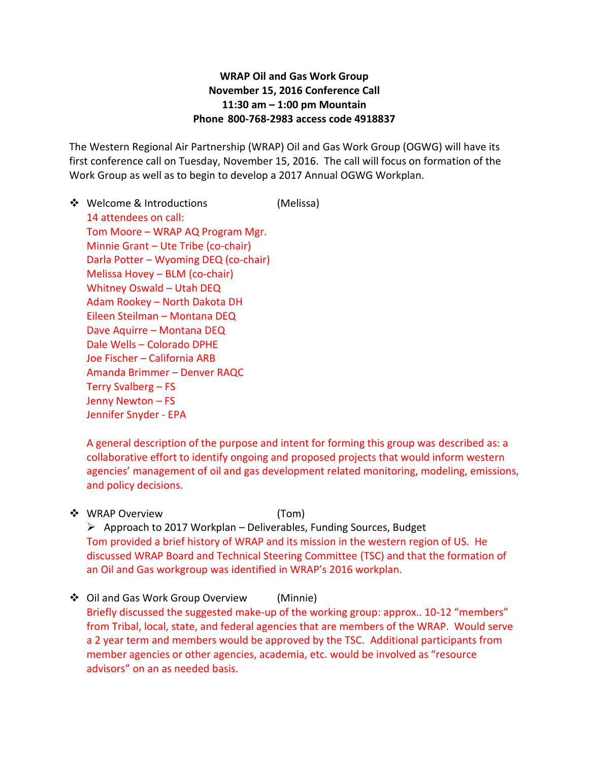**WRAP Oil and Gas Work Group**
**November 15, 2016 Conference Call**
**11:30 am – 1:00 pm Mountain**
**Phone 800-768-2983 access code 4918837**

The Western Regional Air Partnership (WRAP) Oil and Gas Work Group (OGWG) will have its first conference call on Tuesday, November 15, 2016. The call will focus on formation of the Work Group as well as to begin to develop a 2017 Annual OGWG Workplan.

- Welcome & Introductions (Melissa)

  14 attendees on call:
  Tom Moore – WRAP AQ Program Mgr.
  Minnie Grant – Ute Tribe (co-chair)
  Darla Potter – Wyoming DEQ (co-chair)
  Melissa Hovey – BLM (co-chair)
  Whitney Oswald – Utah DEQ
  Adam Rookey – North Dakota DH
  Eileen Steilman – Montana DEQ
  Dave Aquirre – Montana DEQ
  Dale Wells – Colorado DPHE
  Joe Fischer – California ARB
  Amanda Brimmer – Denver RAQC
  Terry Svalberg – FS
  Jenny Newton – FS
  Jennifer Snyder - EPA

  A general description of the purpose and intent for forming this group was described as: a collaborative effort to identify ongoing and proposed projects that would inform western agencies' management of oil and gas development related monitoring, modeling, emissions, and policy decisions.

- WRAP Overview (Tom)
  - Approach to 2017 Workplan – Deliverables, Funding Sources, Budget

  Tom provided a brief history of WRAP and its mission in the western region of US. He discussed WRAP Board and Technical Steering Committee (TSC) and that the formation of an Oil and Gas workgroup was identified in WRAP's 2016 workplan.

- Oil and Gas Work Group Overview (Minnie)

  Briefly discussed the suggested make-up of the working group: approx.. 10-12 "members" from Tribal, local, state, and federal agencies that are members of the WRAP. Would serve a 2 year term and members would be approved by the TSC. Additional participants from member agencies or other agencies, academia, etc. would be involved as "resource advisors" on an as needed basis.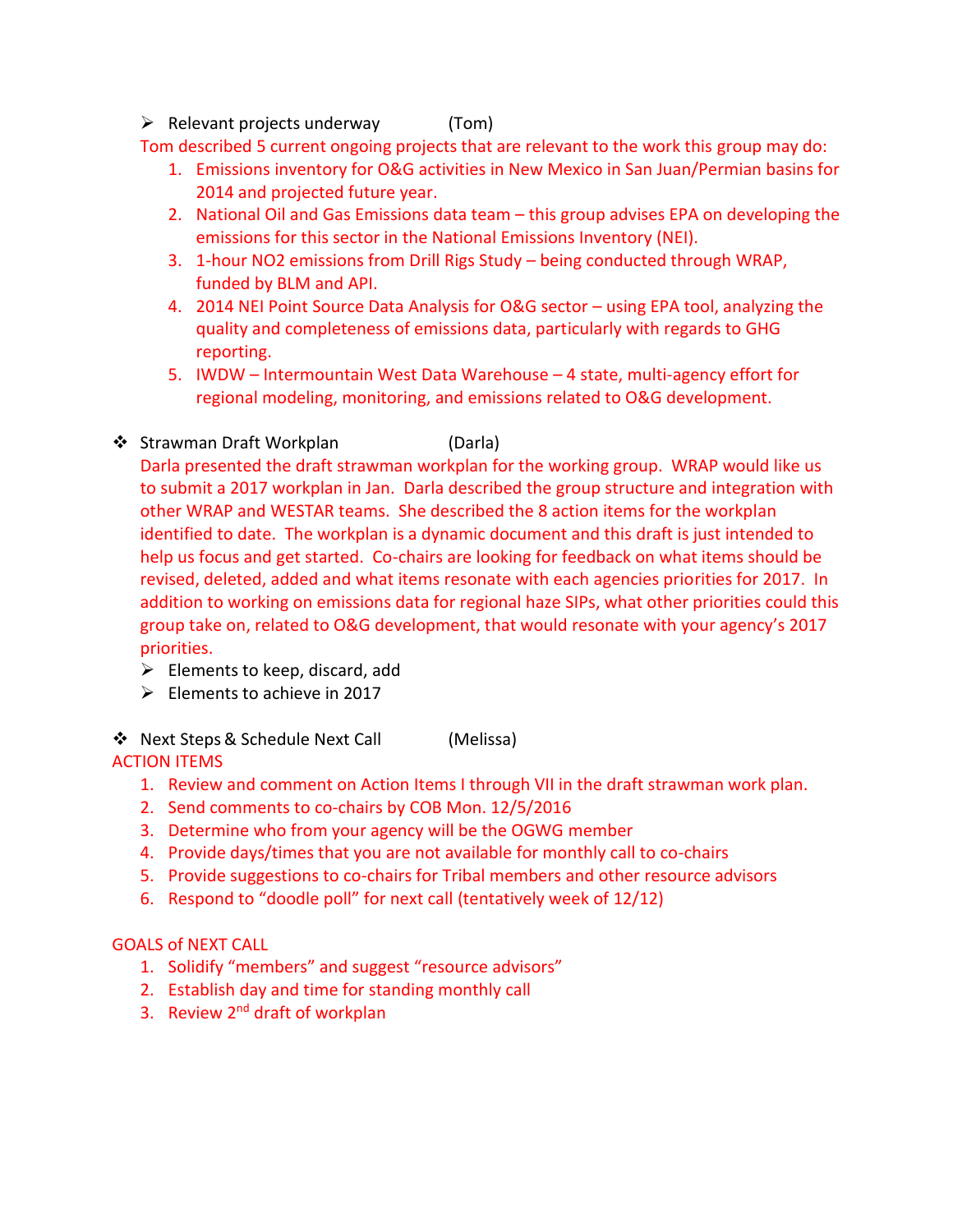- Relevant projects underway (Tom)

Tom described 5 current ongoing projects that are relevant to the work this group may do:

1. Emissions inventory for O&G activities in New Mexico in San Juan/Permian basins for 2014 and projected future year.
2. National Oil and Gas Emissions data team – this group advises EPA on developing the emissions for this sector in the National Emissions Inventory (NEI).
3. 1-hour NO2 emissions from Drill Rigs Study – being conducted through WRAP, funded by BLM and API.
4. 2014 NEI Point Source Data Analysis for O&G sector – using EPA tool, analyzing the quality and completeness of emissions data, particularly with regards to GHG reporting.
5. IWDW – Intermountain West Data Warehouse – 4 state, multi-agency effort for regional modeling, monitoring, and emissions related to O&G development.

- Strawman Draft Workplan (Darla)

Darla presented the draft strawman workplan for the working group. WRAP would like us to submit a 2017 workplan in Jan. Darla described the group structure and integration with other WRAP and WESTAR teams. She described the 8 action items for the workplan identified to date. The workplan is a dynamic document and this draft is just intended to help us focus and get started. Co-chairs are looking for feedback on what items should be revised, deleted, added and what items resonate with each agencies priorities for 2017. In addition to working on emissions data for regional haze SIPs, what other priorities could this group take on, related to O&G development, that would resonate with your agency's 2017 priorities.

- Elements to keep, discard, add
- Elements to achieve in 2017

- Next Steps & Schedule Next Call (Melissa)

ACTION ITEMS

1. Review and comment on Action Items I through VII in the draft strawman work plan.
2. Send comments to co-chairs by COB Mon. 12/5/2016
3. Determine who from your agency will be the OGWG member
4. Provide days/times that you are not available for monthly call to co-chairs
5. Provide suggestions to co-chairs for Tribal members and other resource advisors
6. Respond to "doodle poll" for next call (tentatively week of 12/12)

GOALS of NEXT CALL

1. Solidify "members" and suggest "resource advisors"
2. Establish day and time for standing monthly call
3. Review 2nd draft of workplan